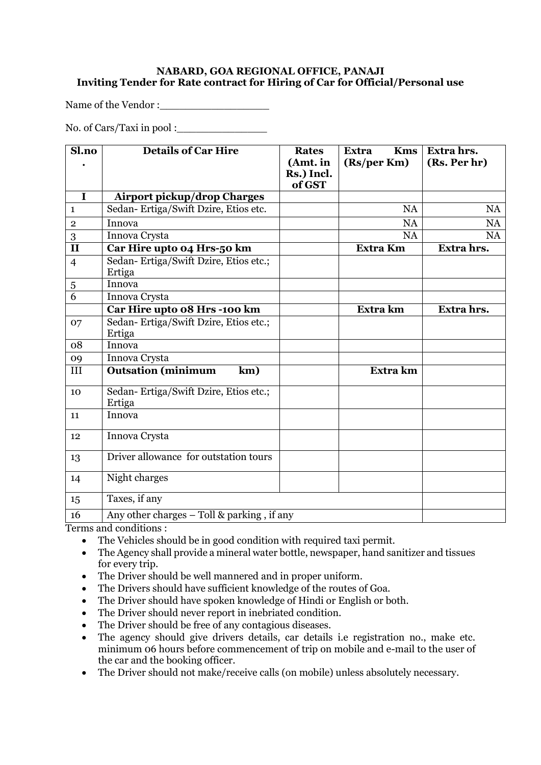**NABARD, GOA REGIONAL OFFICE, PANAJI**
**Inviting Tender for Rate contract for Hiring of Car for Official/Personal use**

Name of the Vendor :_________________

No. of Cars/Taxi in pool :______________

| Sl.no. | Details of Car Hire | Rates (Amt. in Rs.) Incl. of GST | Extra Kms (Rs/per Km) | Extra hrs. (Rs. Per hr) |
|---|---|---|---|---|
| **I** | **Airport pickup/drop Charges** | | | |
| 1 | Sedan- Ertiga/Swift Dzire, Etios etc. | | NA | NA |
| 2 | Innova | | NA | NA |
| 3 | Innova Crysta | | NA | NA |
| **II** | **Car Hire upto 04 Hrs-50 km** | | **Extra Km** | **Extra hrs.** |
| 4 | Sedan- Ertiga/Swift Dzire, Etios etc.; Ertiga | | | |
| 5 | Innova | | | |
| 6 | Innova Crysta | | | |
| | **Car Hire upto 08 Hrs -100 km** | | **Extra km** | **Extra hrs.** |
| 07 | Sedan- Ertiga/Swift Dzire, Etios etc.; Ertiga | | | |
| 08 | Innova | | | |
| 09 | Innova Crysta | | | |
| III | **Outsation (minimum km)** | | **Extra km** | |
| 10 | Sedan- Ertiga/Swift Dzire, Etios etc.; Ertiga | | | |
| 11 | Innova | | | |
| 12 | Innova Crysta | | | |
| 13 | Driver allowance for outstation tours | | | |
| 14 | Night charges | | | |
| 15 | Taxes, if any | | | |
| 16 | Any other charges – Toll & parking , if any | | | |

Terms and conditions :

- The Vehicles should be in good condition with required taxi permit.
- The Agency shall provide a mineral water bottle, newspaper, hand sanitizer and tissues for every trip.
- The Driver should be well mannered and in proper uniform.
- The Drivers should have sufficient knowledge of the routes of Goa.
- The Driver should have spoken knowledge of Hindi or English or both.
- The Driver should never report in inebriated condition.
- The Driver should be free of any contagious diseases.
- The agency should give drivers details, car details i.e registration no., make etc. minimum 06 hours before commencement of trip on mobile and e-mail to the user of the car and the booking officer.
- The Driver should not make/receive calls (on mobile) unless absolutely necessary.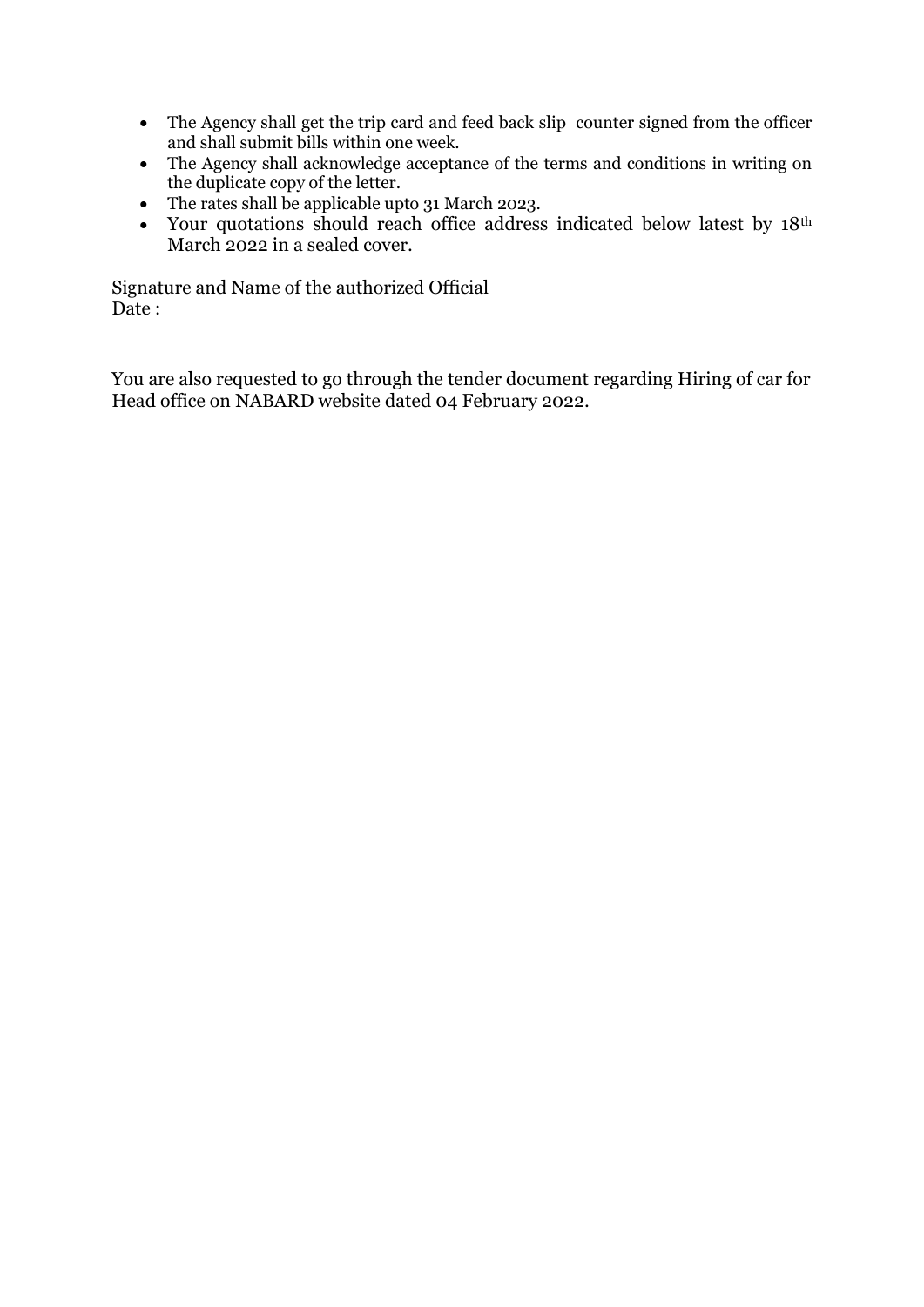- The Agency shall get the trip card and feed back slip counter signed from the officer and shall submit bills within one week.
- The Agency shall acknowledge acceptance of the terms and conditions in writing on the duplicate copy of the letter.
- The rates shall be applicable upto 31 March 2023.
- Your quotations should reach office address indicated below latest by 18th March 2022 in a sealed cover.

Signature and Name of the authorized Official
Date :

You are also requested to go through the tender document regarding Hiring of car for Head office on NABARD website dated 04 February 2022.